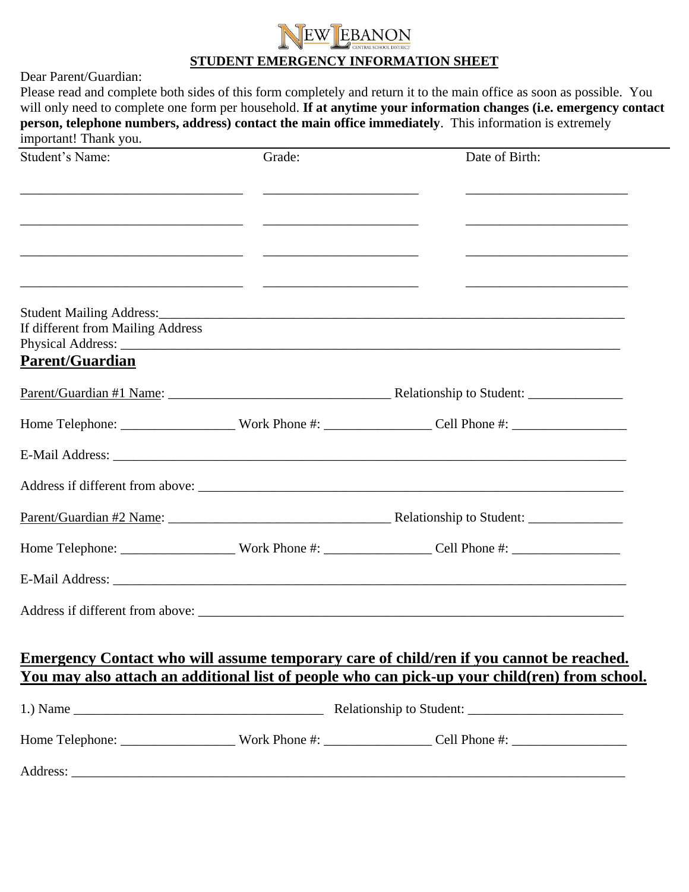NEW LEBANON CENTRAL SCHOOL DISTRICT

**STUDENT EMERGENCY INFORMATION SHEET**

Dear Parent/Guardian:

Please read and complete both sides of this form completely and return it to the main office as soon as possible. You will only need to complete one form per household. **If at anytime your information changes (i.e. emergency contact person, telephone numbers, address) contact the main office immediately**. This information is extremely important! Thank you.

| Student's Name: | Grade: | Date of Birth: |
| --- | --- | --- |
| ________________________________ | ______________________ | _______________________ |
| ________________________________ | ______________________ | _______________________ |
| ________________________________ | ______________________ | _______________________ |
| ________________________________ | ______________________ | _______________________ |

Student Mailing Address:_______________________________________________________________________

If different from Mailing Address

Physical Address: _____________________________________________________________________________

## Parent/Guardian

Parent/Guardian #1 Name: ________________________________ Relationship to Student: _____________

Home Telephone: ________________ Work Phone #: _______________ Cell Phone #: ________________

E-Mail Address: _______________________________________________________________________________

Address if different from above: ___________________________________________________________

Parent/Guardian #2 Name: ________________________________ Relationship to Student: _____________

Home Telephone: ________________ Work Phone #: _______________ Cell Phone #: ________________

E-Mail Address: _______________________________________________________________________________

Address if different from above: ___________________________________________________________

## Emergency Contact who will assume temporary care of child/ren if you cannot be reached. You may also attach an additional list of people who can pick-up your child(ren) from school.

1.) Name ____________________________________ Relationship to Student: ______________________

Home Telephone: ________________ Work Phone #: _______________ Cell Phone #: ________________

Address: _____________________________________________________________________________________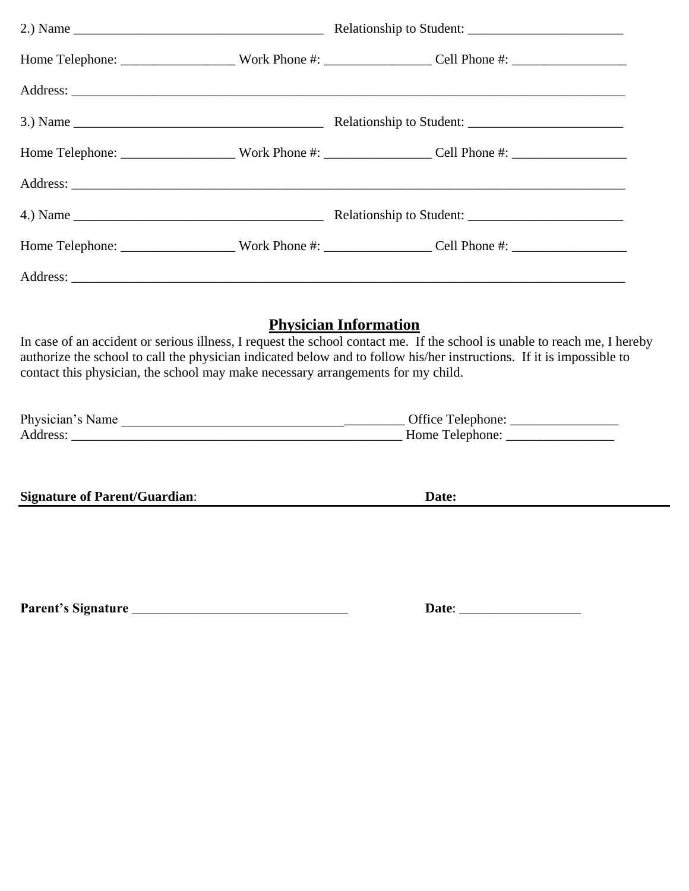2.) Name ____________________________________ Relationship to Student: ______________________

Home Telephone: ________________ Work Phone #: _______________ Cell Phone #: ________________

Address: ____________________________________________________________________________________

3.) Name ____________________________________ Relationship to Student: ______________________

Home Telephone: ________________ Work Phone #: _______________ Cell Phone #: ________________

Address: ____________________________________________________________________________________

4.) Name ____________________________________ Relationship to Student: ______________________

Home Telephone: ________________ Work Phone #: _______________ Cell Phone #: ________________

Address: ____________________________________________________________________________________

## <u>Physician Information</u>

In case of an accident or serious illness, I request the school contact me. If the school is unable to reach me, I hereby authorize the school to call the physician indicated below and to follow his/her instructions. If it is impossible to contact this physician, the school may make necessary arrangements for my child.

Physician's Name __________________________________________ Office Telephone: _______________
Address: __________________________________________________ Home Telephone: _______________

**Signature of Parent/Guardian**: ______________________________ **Date:** ______________________

**Parent's Signature** ________________________________ **Date**: _________________